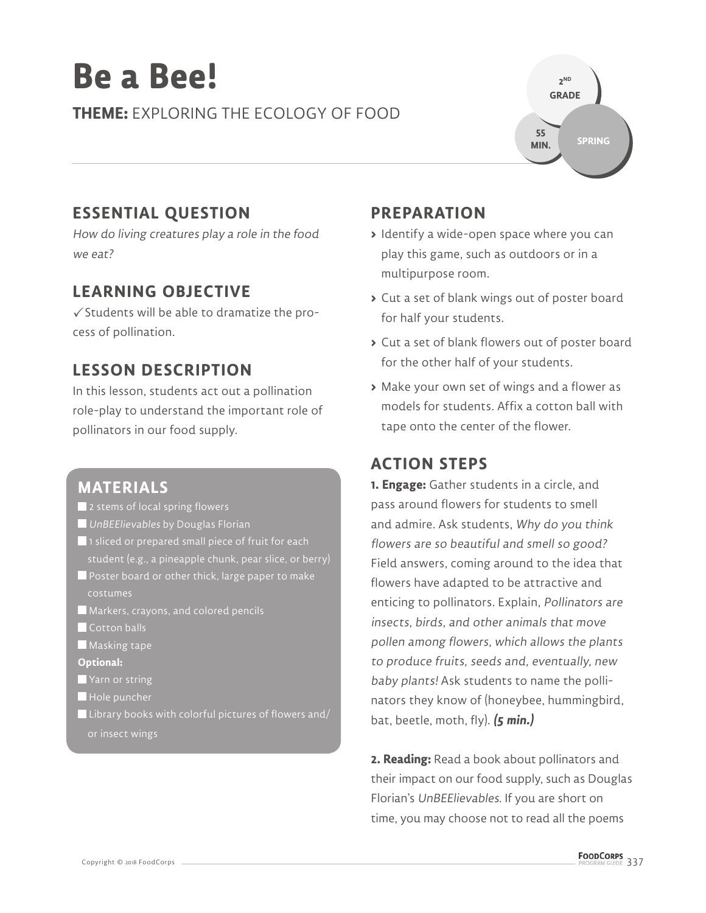# Be a Bee!

**THEME:** EXPLORING THE ECOLOGY OF FOOD

2ND GRADE

55 MIN.

SPRING

## ESSENTIAL QUESTION

*How do living creatures play a role in the food we eat?*

## LEARNING OBJECTIVE

✓ Students will be able to dramatize the process of pollination.

## LESSON DESCRIPTION

In this lesson, students act out a pollination role-play to understand the important role of pollinators in our food supply.

## MATERIALS

- 2 stems of local spring flowers
- *UnBEElievables* by Douglas Florian
- 1 sliced or prepared small piece of fruit for each student (e.g., a pineapple chunk, pear slice, or berry)
- Poster board or other thick, large paper to make costumes
- Markers, crayons, and colored pencils
- Cotton balls
- Masking tape

**Optional:**

- Yarn or string
- Hole puncher
- Library books with colorful pictures of flowers and/or insect wings

## PREPARATION

- Identify a wide-open space where you can play this game, such as outdoors or in a multipurpose room.
- Cut a set of blank wings out of poster board for half your students.
- Cut a set of blank flowers out of poster board for the other half of your students.
- Make your own set of wings and a flower as models for students. Affix a cotton ball with tape onto the center of the flower.

## ACTION STEPS

**1. Engage:** Gather students in a circle, and pass around flowers for students to smell and admire. Ask students, *Why do you think flowers are so beautiful and smell so good?* Field answers, coming around to the idea that flowers have adapted to be attractive and enticing to pollinators. Explain, *Pollinators are insects, birds, and other animals that move pollen among flowers, which allows the plants to produce fruits, seeds and, eventually, new baby plants!* Ask students to name the pollinators they know of (honeybee, hummingbird, bat, beetle, moth, fly). ***(5 min.)***

**2. Reading:** Read a book about pollinators and their impact on our food supply, such as Douglas Florian's *UnBEElievables*. If you are short on time, you may choose not to read all the poems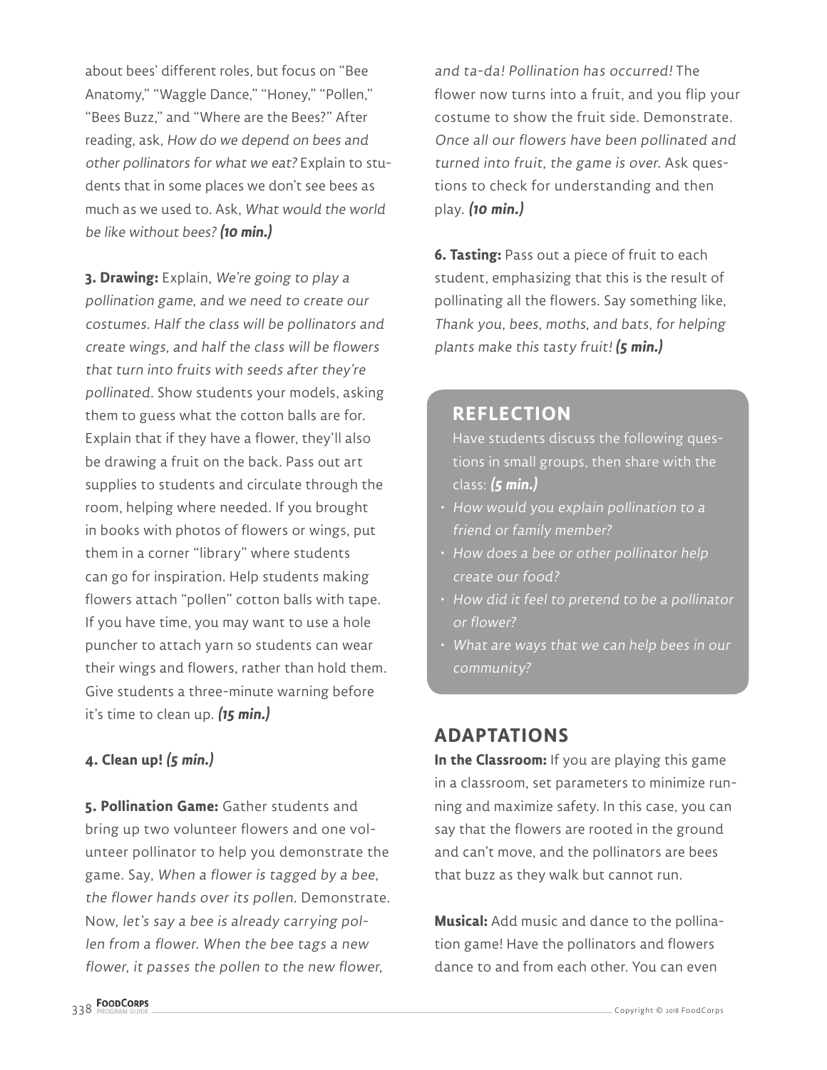about bees' different roles, but focus on "Bee Anatomy," "Waggle Dance," "Honey," "Pollen," "Bees Buzz," and "Where are the Bees?" After reading, ask, *How do we depend on bees and other pollinators for what we eat?* Explain to students that in some places we don't see bees as much as we used to. Ask, *What would the world be like without bees?* ***(10 min.)***

**3. Drawing:** Explain, *We're going to play a pollination game, and we need to create our costumes. Half the class will be pollinators and create wings, and half the class will be flowers that turn into fruits with seeds after they're pollinated.* Show students your models, asking them to guess what the cotton balls are for. Explain that if they have a flower, they'll also be drawing a fruit on the back. Pass out art supplies to students and circulate through the room, helping where needed. If you brought in books with photos of flowers or wings, put them in a corner "library" where students can go for inspiration. Help students making flowers attach "pollen" cotton balls with tape. If you have time, you may want to use a hole puncher to attach yarn so students can wear their wings and flowers, rather than hold them. Give students a three-minute warning before it's time to clean up. ***(15 min.)***

**4. Clean up!** ***(5 min.)***

**5. Pollination Game:** Gather students and bring up two volunteer flowers and one volunteer pollinator to help you demonstrate the game. Say, *When a flower is tagged by a bee, the flower hands over its pollen.* Demonstrate. Now, *let's say a bee is already carrying pollen from a flower. When the bee tags a new flower, it passes the pollen to the new flower, and ta-da! Pollination has occurred!* The flower now turns into a fruit, and you flip your costume to show the fruit side. Demonstrate. *Once all our flowers have been pollinated and turned into fruit, the game is over.* Ask questions to check for understanding and then play. ***(10 min.)***

**6. Tasting:** Pass out a piece of fruit to each student, emphasizing that this is the result of pollinating all the flowers. Say something like, *Thank you, bees, moths, and bats, for helping plants make this tasty fruit!* ***(5 min.)***

## REFLECTION

Have students discuss the following questions in small groups, then share with the class: ***(5 min.)***

- *How would you explain pollination to a friend or family member?*
- *How does a bee or other pollinator help create our food?*
- *How did it feel to pretend to be a pollinator or flower?*
- *What are ways that we can help bees in our community?*

## ADAPTATIONS

**In the Classroom:** If you are playing this game in a classroom, set parameters to minimize running and maximize safety. In this case, you can say that the flowers are rooted in the ground and can't move, and the pollinators are bees that buzz as they walk but cannot run.

**Musical:** Add music and dance to the pollination game! Have the pollinators and flowers dance to and from each other. You can even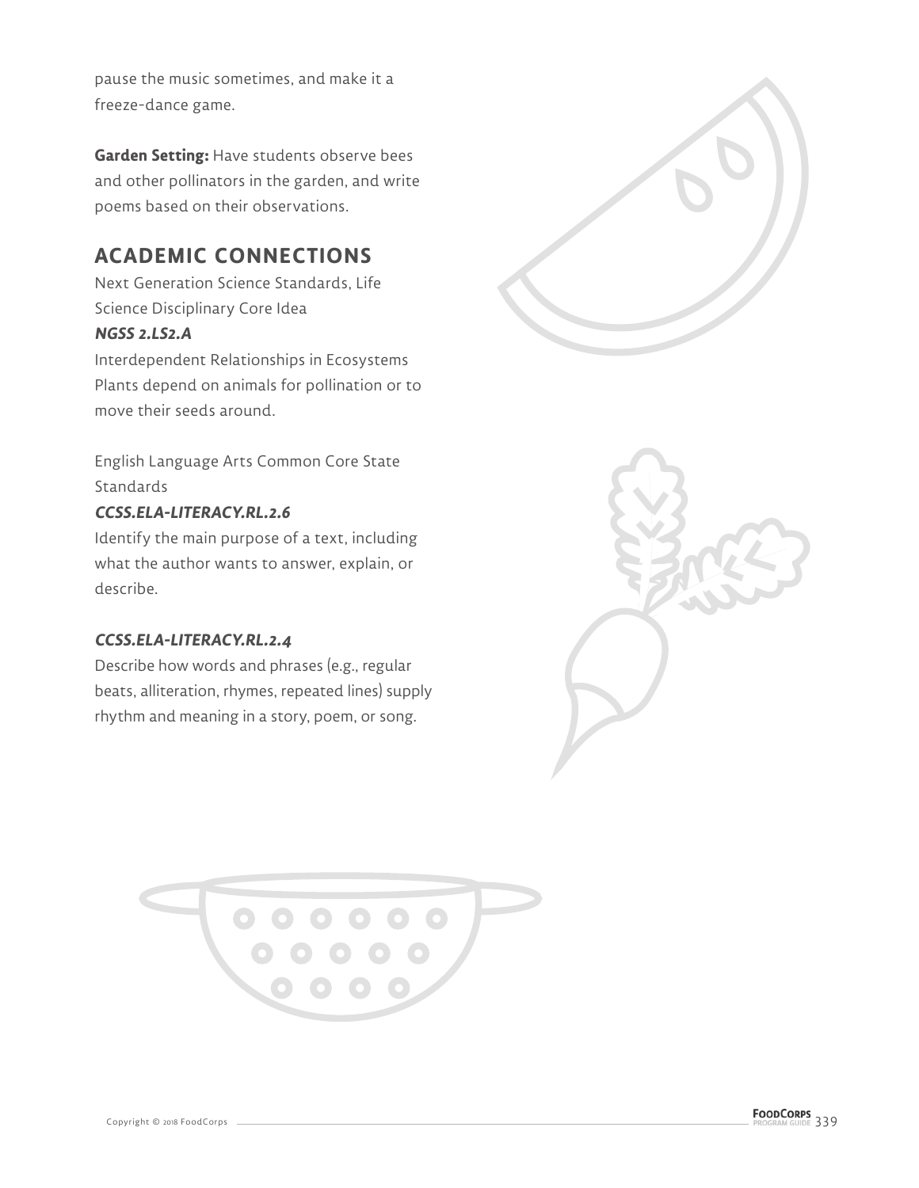pause the music sometimes, and make it a freeze-dance game.

**Garden Setting:** Have students observe bees and other pollinators in the garden, and write poems based on their observations.

## ACADEMIC CONNECTIONS

Next Generation Science Standards, Life Science Disciplinary Core Idea

***NGSS 2.LS2.A***

Interdependent Relationships in Ecosystems
Plants depend on animals for pollination or to move their seeds around.

English Language Arts Common Core State Standards

***CCSS.ELA-LITERACY.RL.2.6***

Identify the main purpose of a text, including what the author wants to answer, explain, or describe.

***CCSS.ELA-LITERACY.RL.2.4***

Describe how words and phrases (e.g., regular beats, alliteration, rhymes, repeated lines) supply rhythm and meaning in a story, poem, or song.